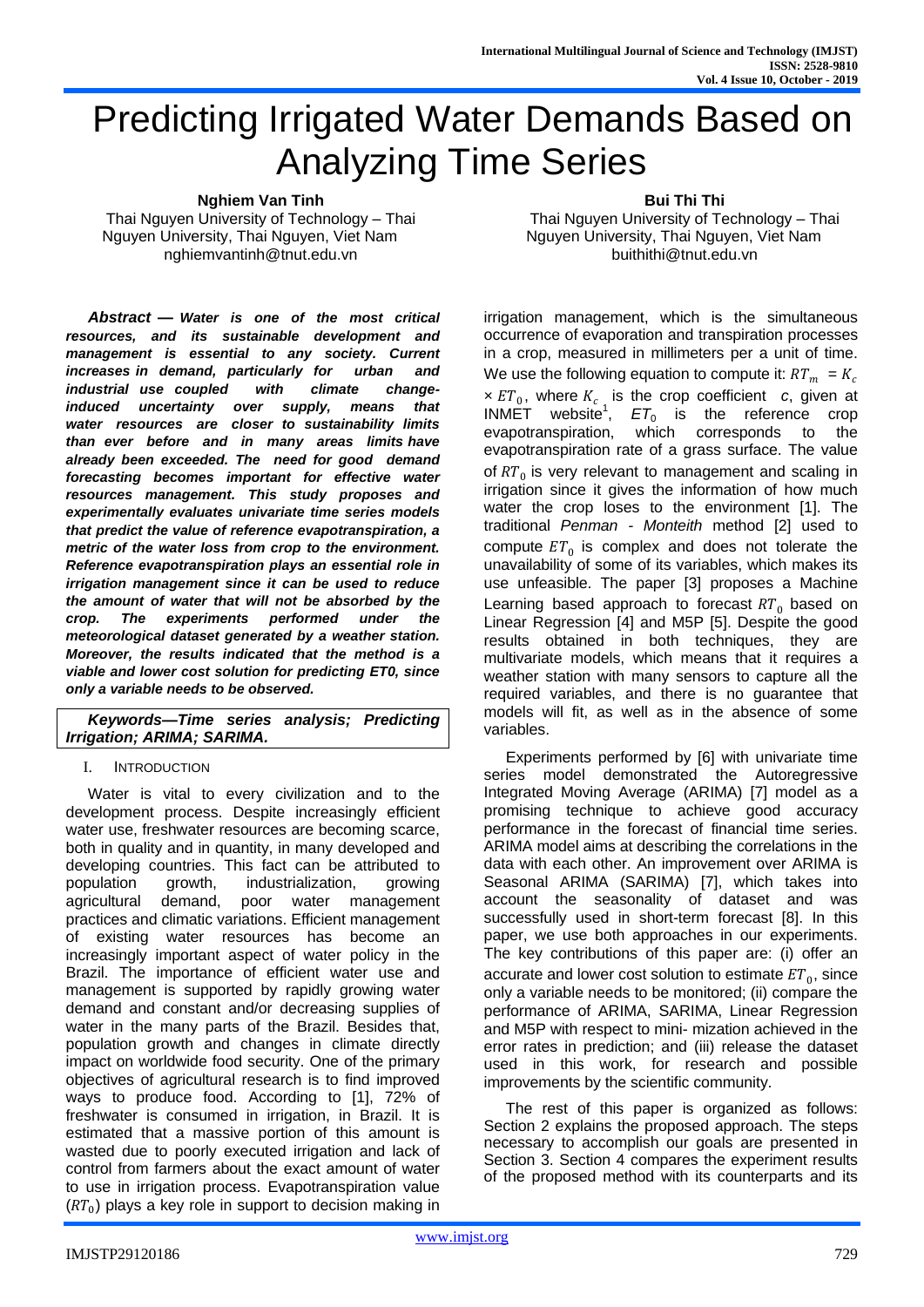# Predicting Irrigated Water Demands Based on Analyzing Time Series

**Nghiem Van Tinh**
Thai Nguyen University of Technology – Thai Nguyen University, Thai Nguyen, Viet Nam
nghiemvantinh@tnut.edu.vn

**Bui Thi Thi**
Thai Nguyen University of Technology – Thai Nguyen University, Thai Nguyen, Viet Nam
buithithi@tnut.edu.vn

***Abstract* — *Water is one of the most critical resources, and its sustainable development and management is essential to any society. Current increases in demand, particularly for urban and industrial use coupled with climate change-induced uncertainty over supply, means that water resources are closer to sustainability limits than ever before and in many areas limits have already been exceeded. The need for good demand forecasting becomes important for effective water resources management. This study proposes and experimentally evaluates univariate time series models that predict the value of reference evapotranspiration, a metric of the water loss from crop to the environment. Reference evapotranspiration plays an essential role in irrigation management since it can be used to reduce the amount of water that will not be absorbed by the crop. The experiments performed under the meteorological dataset generated by a weather station. Moreover, the results indicated that the method is a viable and lower cost solution for predicting ET0, since only a variable needs to be observed.***

***Keywords—Time series analysis; Predicting Irrigation; ARIMA; SARIMA.***

## I. Introduction

Water is vital to every civilization and to the development process. Despite increasingly efficient water use, freshwater resources are becoming scarce, both in quality and in quantity, in many developed and developing countries. This fact can be attributed to population growth, industrialization, growing agricultural demand, poor water management practices and climatic variations. Efficient management of existing water resources has become an increasingly important aspect of water policy in the Brazil. The importance of efficient water use and management is supported by rapidly growing water demand and constant and/or decreasing supplies of water in the many parts of the Brazil. Besides that, population growth and changes in climate directly impact on worldwide food security. One of the primary objectives of agricultural research is to find improved ways to produce food. According to [1], 72% of freshwater is consumed in irrigation, in Brazil. It is estimated that a massive portion of this amount is wasted due to poorly executed irrigation and lack of control from farmers about the exact amount of water to use in irrigation process. Evapotranspiration value ($RT_0$) plays a key role in support to decision making in irrigation management, which is the simultaneous occurrence of evaporation and transpiration processes in a crop, measured in millimeters per a unit of time. We use the following equation to compute it: $RT_m = K_c \times ET_0$, where $K_c$ is the crop coefficient *c*, given at INMET website[1], $ET_0$ is the reference crop evapotranspiration, which corresponds to the evapotranspiration rate of a grass surface. The value of $RT_0$ is very relevant to management and scaling in irrigation since it gives the information of how much water the crop loses to the environment [1]. The traditional *Penman - Monteith* method [2] used to compute $ET_0$ is complex and does not tolerate the unavailability of some of its variables, which makes its use unfeasible. The paper [3] proposes a Machine Learning based approach to forecast $RT_0$ based on Linear Regression [4] and M5P [5]. Despite the good results obtained in both techniques, they are multivariate models, which means that it requires a weather station with many sensors to capture all the required variables, and there is no guarantee that models will fit, as well as in the absence of some variables.

Experiments performed by [6] with univariate time series model demonstrated the Autoregressive Integrated Moving Average (ARIMA) [7] model as a promising technique to achieve good accuracy performance in the forecast of financial time series. ARIMA model aims at describing the correlations in the data with each other. An improvement over ARIMA is Seasonal ARIMA (SARIMA) [7], which takes into account the seasonality of dataset and was successfully used in short-term forecast [8]. In this paper, we use both approaches in our experiments. The key contributions of this paper are: (i) offer an accurate and lower cost solution to estimate $ET_0$, since only a variable needs to be monitored; (ii) compare the performance of ARIMA, SARIMA, Linear Regression and M5P with respect to mini- mization achieved in the error rates in prediction; and (iii) release the dataset used in this work, for research and possible improvements by the scientific community.

The rest of this paper is organized as follows: Section 2 explains the proposed approach. The steps necessary to accomplish our goals are presented in Section 3. Section 4 compares the experiment results of the proposed method with its counterparts and its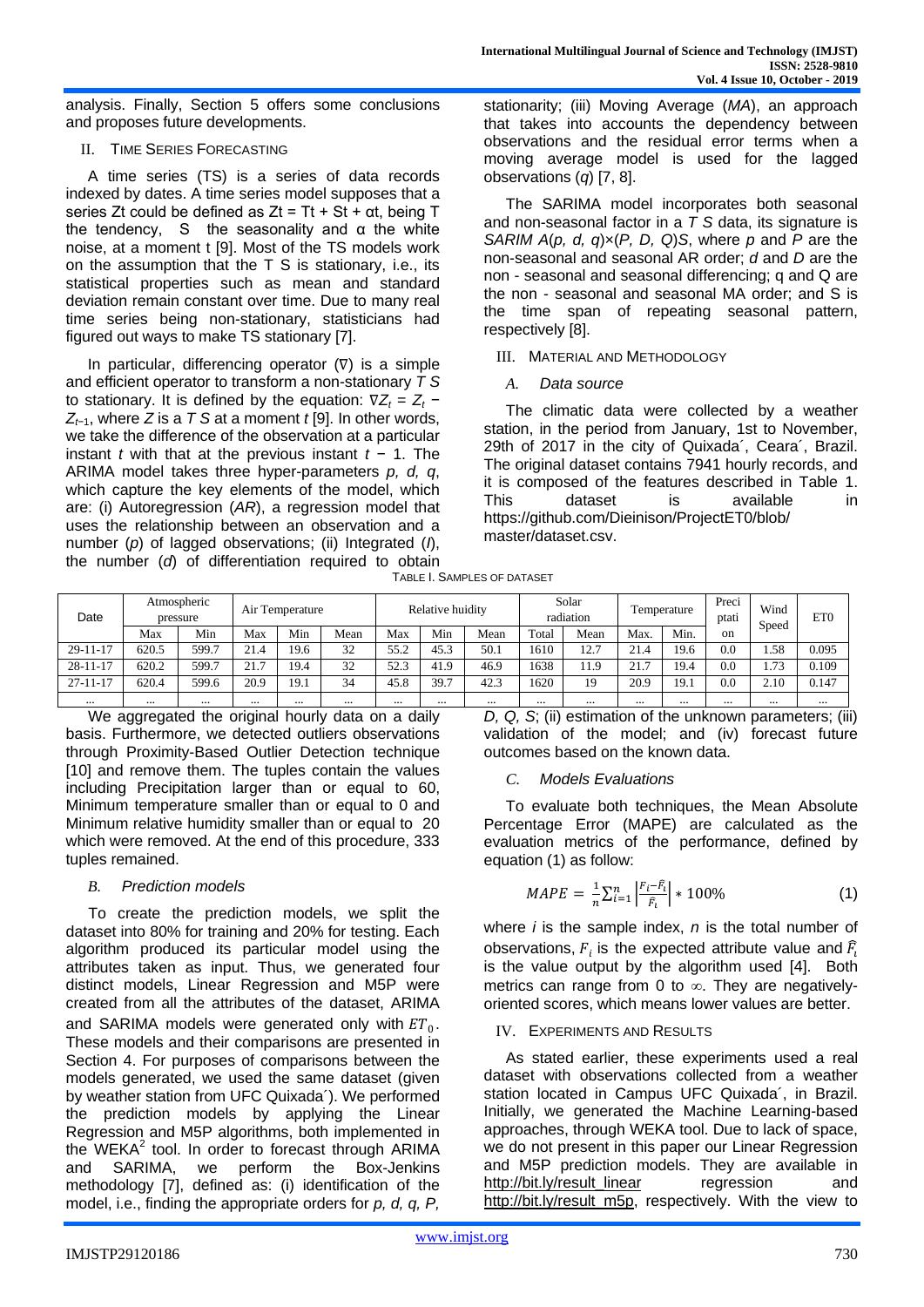analysis. Finally, Section 5 offers some conclusions and proposes future developments.

## II. Time Series Forecasting

A time series (TS) is a series of data records indexed by dates. A time series model supposes that a series Zt could be defined as Zt = Tt + St + αt, being T the tendency, S the seasonality and α the white noise, at a moment t [9]. Most of the TS models work on the assumption that the T S is stationary, i.e., its statistical properties such as mean and standard deviation remain constant over time. Due to many real time series being non-stationary, statisticians had figured out ways to make TS stationary [7].

In particular, differencing operator (∇) is a simple and efficient operator to transform a non-stationary *T S* to stationary. It is defined by the equation: $\nabla Z_t = Z_t - Z_{t-1}$, where *Z* is a *T S* at a moment *t* [9]. In other words, we take the difference of the observation at a particular instant *t* with that at the previous instant *t* − 1. The ARIMA model takes three hyper-parameters *p, d, q*, which capture the key elements of the model, which are: (i) Autoregression (*AR*), a regression model that uses the relationship between an observation and a number (*p*) of lagged observations; (ii) Integrated (*I*), the number (*d*) of differentiation required to obtain stationarity; (iii) Moving Average (*MA*), an approach that takes into accounts the dependency between observations and the residual error terms when a moving average model is used for the lagged observations (*q*) [7, 8].

The SARIMA model incorporates both seasonal and non-seasonal factor in a *T S* data, its signature is *SARIM A*(*p, d, q*)×(*P, D, Q*)*S*, where *p* and *P* are the non-seasonal and seasonal AR order; *d* and *D* are the non - seasonal and seasonal differencing; q and Q are the non - seasonal and seasonal MA order; and S is the time span of repeating seasonal pattern, respectively [8].

## III. Material and Methodology

### *A. Data source*

The climatic data were collected by a weather station, in the period from January, 1st to November, 29th of 2017 in the city of Quixada´, Ceara´, Brazil. The original dataset contains 7941 hourly records, and it is composed of the features described in Table 1. This dataset is available in https://github.com/Dieinison/ProjectET0/blob/master/dataset.csv.

Table I. Samples of dataset

| Date | Atmospheric pressure | | Air Temperature | | | Relative huidity | | | Solar radiation | | Temperature | | Precipitation | Wind Speed | ET0 |
|---|---|---|---|---|---|---|---|---|---|---|---|---|---|---|---|
| | Max | Min | Max | Min | Mean | Max | Min | Mean | Total | Mean | Max. | Min. | | | |
| 29-11-17 | 620.5 | 599.7 | 21.4 | 19.6 | 32 | 55.2 | 45.3 | 50.1 | 1610 | 12.7 | 21.4 | 19.6 | 0.0 | 1.58 | 0.095 |
| 28-11-17 | 620.2 | 599.7 | 21.7 | 19.4 | 32 | 52.3 | 41.9 | 46.9 | 1638 | 11.9 | 21.7 | 19.4 | 0.0 | 1.73 | 0.109 |
| 27-11-17 | 620.4 | 599.6 | 20.9 | 19.1 | 34 | 45.8 | 39.7 | 42.3 | 1620 | 19 | 20.9 | 19.1 | 0.0 | 2.10 | 0.147 |
| ... | ... | ... | ... | ... | ... | ... | ... | ... | ... | ... | ... | ... | ... | ... | ... |

We aggregated the original hourly data on a daily basis. Furthermore, we detected outliers observations through Proximity-Based Outlier Detection technique [10] and remove them. The tuples contain the values including Precipitation larger than or equal to 60, Minimum temperature smaller than or equal to 0 and Minimum relative humidity smaller than or equal to 20 which were removed. At the end of this procedure, 333 tuples remained.

### *B. Prediction models*

To create the prediction models, we split the dataset into 80% for training and 20% for testing. Each algorithm produced its particular model using the attributes taken as input. Thus, we generated four distinct models, Linear Regression and M5P were created from all the attributes of the dataset, ARIMA and SARIMA models were generated only with $ET_0$. These models and their comparisons are presented in Section 4. For purposes of comparisons between the models generated, we used the same dataset (given by weather station from UFC Quixada´). We performed the prediction models by applying the Linear Regression and M5P algorithms, both implemented in the WEKA[2] tool. In order to forecast through ARIMA and SARIMA, we perform the Box-Jenkins methodology [7], defined as: (i) identification of the model, i.e., finding the appropriate orders for *p, d, q, P, D, Q, S*; (ii) estimation of the unknown parameters; (iii) validation of the model; and (iv) forecast future outcomes based on the known data.

### *C. Models Evaluations*

To evaluate both techniques, the Mean Absolute Percentage Error (MAPE) are calculated as the evaluation metrics of the performance, defined by equation (1) as follows:

$$MAPE = \frac{1}{n}\sum_{i=1}^{n}\left|\frac{F_i - \hat{F}_i}{\hat{F}_i}\right| * 100\% \quad (1)$$

where *i* is the sample index, *n* is the total number of observations, $F_i$ is the expected attribute value and $\hat{F}_i$ is the value output by the algorithm used [4]. Both metrics can range from 0 to ∞. They are negatively-oriented scores, which means lower values are better.

## IV. Experiments and Results

As stated earlier, these experiments used a real dataset with observations collected from a weather station located in Campus UFC Quixada´, in Brazil. Initially, we generated the Machine Learning-based approaches, through WEKA tool. Due to lack of space, we do not present in this paper our Linear Regression and M5P prediction models. They are available in http://bit.ly/result_linear regression and http://bit.ly/result_m5p, respectively. With the view to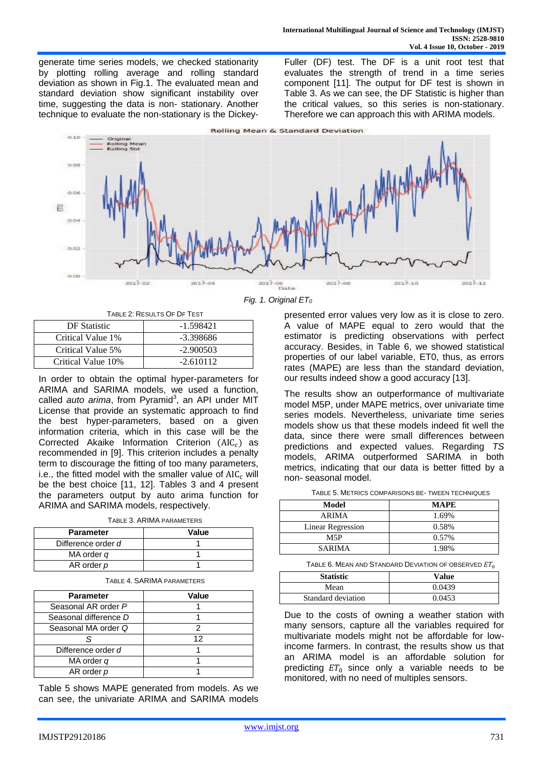generate time series models, we checked stationarity by plotting rolling average and rolling standard deviation as shown in Fig.1. The evaluated mean and standard deviation show significant instability over time, suggesting the data is non- stationary. Another technique to evaluate the non-stationary is the Dickey-Fuller (DF) test. The DF is a unit root test that evaluates the strength of trend in a time series component [11]. The output for DF test is shown in Table 3. As we can see, the DF Statistic is higher than the critical values, so this series is non-stationary. Therefore we can approach this with ARIMA models.

*Fig. 1. Original $ET_0$*

TABLE 2: RESULTS OF DF TEST

| DF Statistic | -1.598421 |
|---|---|
| Critical Value 1% | -3.398686 |
| Critical Value 5% | -2.900503 |
| Critical Value 10% | -2.610112 |

In order to obtain the optimal hyper-parameters for ARIMA and SARIMA models, we used a function, called *auto arima*, from Pyramid[3], an API under MIT License that provide an systematic approach to find the best hyper-parameters, based on a given information criteria, which in this case will be the Corrected Akaike Information Criterion ($\text{AIC}_c$) as recommended in [9]. This criterion includes a penalty term to discourage the fitting of too many parameters, i.e., the fitted model with the smaller value of $\text{AIC}_c$ will be the best choice [11, 12]. Tables 3 and 4 present the parameters output by auto arima function for ARIMA and SARIMA models, respectively.

TABLE 3. ARIMA PARAMETERS

| Parameter | Value |
|---|---|
| Difference order *d* | 1 |
| MA order *q* | 1 |
| AR order *p* | 1 |

TABLE 4. SARIMA PARAMETERS

| Parameter | Value |
|---|---|
| Seasonal AR order *P* | 1 |
| Seasonal difference *D* | 1 |
| Seasonal MA order *Q* | 2 |
| *S* | 12 |
| Difference order *d* | 1 |
| MA order *q* | 1 |
| AR order *p* | 1 |

Table 5 shows MAPE generated from models. As we can see, the univariate ARIMA and SARIMA models presented error values very low as it is close to zero. A value of MAPE equal to zero would that the estimator is predicting observations with perfect accuracy. Besides, in Table 6, we showed statistical properties of our label variable, ET0, thus, as errors rates (MAPE) are less than the standard deviation, our results indeed show a good accuracy [13].

The results show an outperformance of multivariate model M5P, under MAPE metrics, over univariate time series models. Nevertheless, univariate time series models show us that these models indeed fit well the data, since there were small differences between predictions and expected values. Regarding *TS* models, ARIMA outperformed SARIMA in both metrics, indicating that our data is better fitted by a non- seasonal model.

TABLE 5. METRICS COMPARISONS BE- TWEEN TECHNIQUES

| Model | MAPE |
|---|---|
| ARIMA | 1.69% |
| Linear Regression | 0.58% |
| M5P | 0.57% |
| SARIMA | 1.98% |

TABLE 6. MEAN AND STANDARD DEVIATION OF OBSERVED $ET_0$

| Statistic | Value |
|---|---|
| Mean | 0.0439 |
| Standard deviation | 0.0453 |

Due to the costs of owning a weather station with many sensors, capture all the variables required for multivariate models might not be affordable for low-income farmers. In contrast, the results show us that an ARIMA model is an affordable solution for predicting $ET_0$ since only a variable needs to be monitored, with no need of multiples sensors.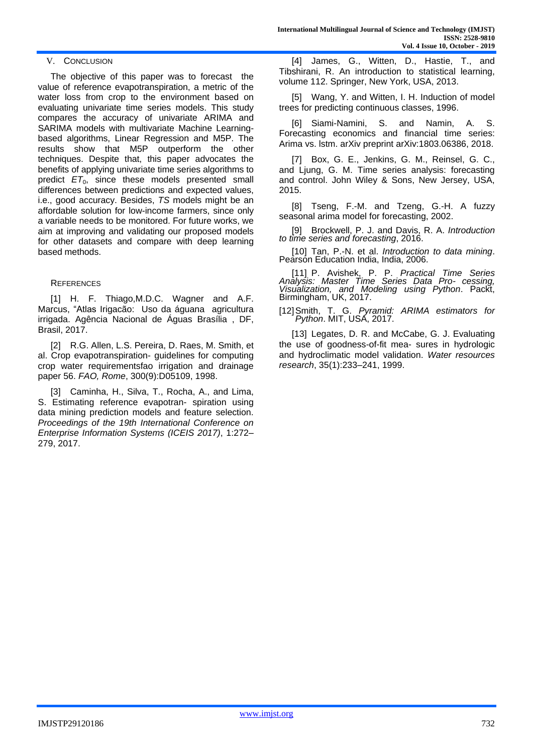## V. Conclusion

The objective of this paper was to forecast the value of reference evapotranspiration, a metric of the water loss from crop to the environment based on evaluating univariate time series models. This study compares the accuracy of univariate ARIMA and SARIMA models with multivariate Machine Learning-based algorithms, Linear Regression and M5P. The results show that M5P outperform the other techniques. Despite that, this paper advocates the benefits of applying univariate time series algorithms to predict $ET_0$, since these models presented small differences between predictions and expected values, i.e., good accuracy. Besides, *TS* models might be an affordable solution for low-income farmers, since only a variable needs to be monitored. For future works, we aim at improving and validating our proposed models for other datasets and compare with deep learning based methods.

## References

[1] H. F. Thiago,M.D.C. Wagner and A.F. Marcus, "Atlas Irigacão: Uso da águana agricultura irrigada. Agência Nacional de Águas Brasília , DF, Brasil, 2017.

[2] R.G. Allen, L.S. Pereira, D. Raes, M. Smith, et al. Crop evapotranspiration- guidelines for computing crop water requirementsfao irrigation and drainage paper 56. *FAO, Rome*, 300(9):D05109, 1998.

[3] Caminha, H., Silva, T., Rocha, A., and Lima, S. Estimating reference evapotran- spiration using data mining prediction models and feature selection. *Proceedings of the 19th International Conference on Enterprise Information Systems (ICEIS 2017)*, 1:272–279, 2017.

[4] James, G., Witten, D., Hastie, T., and Tibshirani, R. An introduction to statistical learning, volume 112. Springer, New York, USA, 2013.

[5] Wang, Y. and Witten, I. H. Induction of model trees for predicting continuous classes, 1996.

[6] Siami-Namini, S. and Namin, A. S. Forecasting economics and financial time series: Arima vs. lstm. arXiv preprint arXiv:1803.06386, 2018.

[7] Box, G. E., Jenkins, G. M., Reinsel, G. C., and Ljung, G. M. Time series analysis: forecasting and control. John Wiley & Sons, New Jersey, USA, 2015.

[8] Tseng, F.-M. and Tzeng, G.-H. A fuzzy seasonal arima model for forecasting, 2002.

[9] Brockwell, P. J. and Davis, R. A. *Introduction to time series and forecasting*, 2016.

[10] Tan, P.-N. et al. *Introduction to data mining*. Pearson Education India, India, 2006.

[11] P. Avishek, P. P. *Practical Time Series Analysis: Master Time Series Data Pro- cessing, Visualization, and Modeling using Python*. Packt, Birmingham, UK, 2017.

[12] Smith, T. G. *Pyramid: ARIMA estimators for Python*. MIT, USA, 2017.

[13] Legates, D. R. and McCabe, G. J. Evaluating the use of goodness-of-fit mea- sures in hydrologic and hydroclimatic model validation. *Water resources research*, 35(1):233–241, 1999.